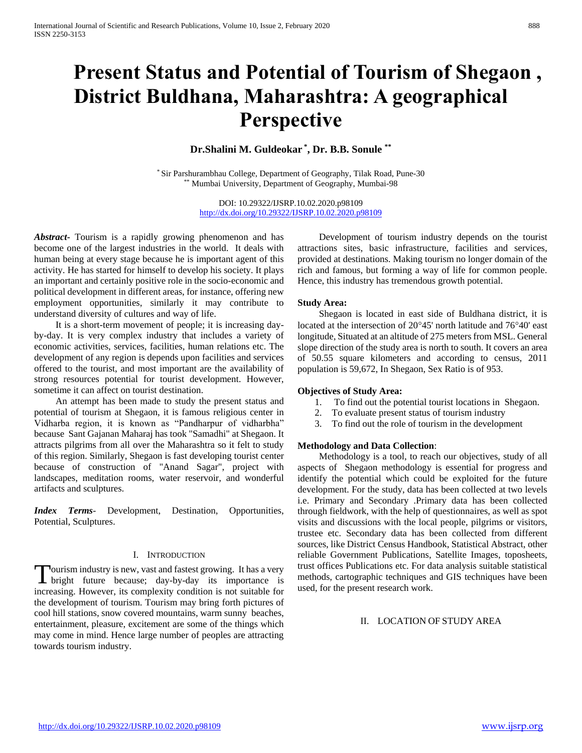# Present Status and Potential of Tourism of Shegaon , District Buldhana, Maharashtra: A geographical Perspective

**Dr.Shalini M. Guldeokar [*], Dr. B.B. Sonule [**]**

[*] Sir Parshurambhau College, Department of Geography, Tilak Road, Pune-30
[**] Mumbai University, Department of Geography, Mumbai-98

DOI: 10.29322/IJSRP.10.02.2020.p98109
http://dx.doi.org/10.29322/IJSRP.10.02.2020.p98109

***Abstract***- Tourism is a rapidly growing phenomenon and has become one of the largest industries in the world. It deals with human being at every stage because he is important agent of this activity. He has started for himself to develop his society. It plays an important and certainly positive role in the socio-economic and political development in different areas, for instance, offering new employment opportunities, similarly it may contribute to understand diversity of cultures and way of life.

It is a short-term movement of people; it is increasing day-by-day. It is very complex industry that includes a variety of economic activities, services, facilities, human relations etc. The development of any region is depends upon facilities and services offered to the tourist, and most important are the availability of strong resources potential for tourist development. However, sometime it can affect on tourist destination.

An attempt has been made to study the present status and potential of tourism at Shegaon, it is famous religious center in Vidharba region, it is known as "Pandharpur of vidharbha" because Sant Gajanan Maharaj has took "Samadhi" at Shegaon. It attracts pilgrims from all over the Maharashtra so it felt to study of this region. Similarly, Shegaon is fast developing tourist center because of construction of "Anand Sagar", project with landscapes, meditation rooms, water reservoir, and wonderful artifacts and sculptures.

***Index Terms***- Development, Destination, Opportunities, Potential, Sculptures.

## I. Introduction

Tourism industry is new, vast and fastest growing. It has a very bright future because; day-by-day its importance is increasing. However, its complexity condition is not suitable for the development of tourism. Tourism may bring forth pictures of cool hill stations, snow covered mountains, warm sunny beaches, entertainment, pleasure, excitement are some of the things which may come in mind. Hence large number of peoples are attracting towards tourism industry.

Development of tourism industry depends on the tourist attractions sites, basic infrastructure, facilities and services, provided at destinations. Making tourism no longer domain of the rich and famous, but forming a way of life for common people. Hence, this industry has tremendous growth potential.

**Study Area:**

Shegaon is located in east side of Buldhana district, it is located at the intersection of 20°45' north latitude and 76°40' east longitude, Situated at an altitude of 275 meters from MSL. General slope direction of the study area is north to south. It covers an area of 50.55 square kilometers and according to census, 2011 population is 59,672, In Shegaon, Sex Ratio is of 953.

**Objectives of Study Area:**

1. To find out the potential tourist locations in Shegaon.
2. To evaluate present status of tourism industry
3. To find out the role of tourism in the development

**Methodology and Data Collection**:

Methodology is a tool, to reach our objectives, study of all aspects of Shegaon methodology is essential for progress and identify the potential which could be exploited for the future development. For the study, data has been collected at two levels i.e. Primary and Secondary .Primary data has been collected through fieldwork, with the help of questionnaires, as well as spot visits and discussions with the local people, pilgrims or visitors, trustee etc. Secondary data has been collected from different sources, like District Census Handbook, Statistical Abstract, other reliable Government Publications, Satellite Images, toposheets, trust offices Publications etc. For data analysis suitable statistical methods, cartographic techniques and GIS techniques have been used, for the present research work.

## II. Location of Study Area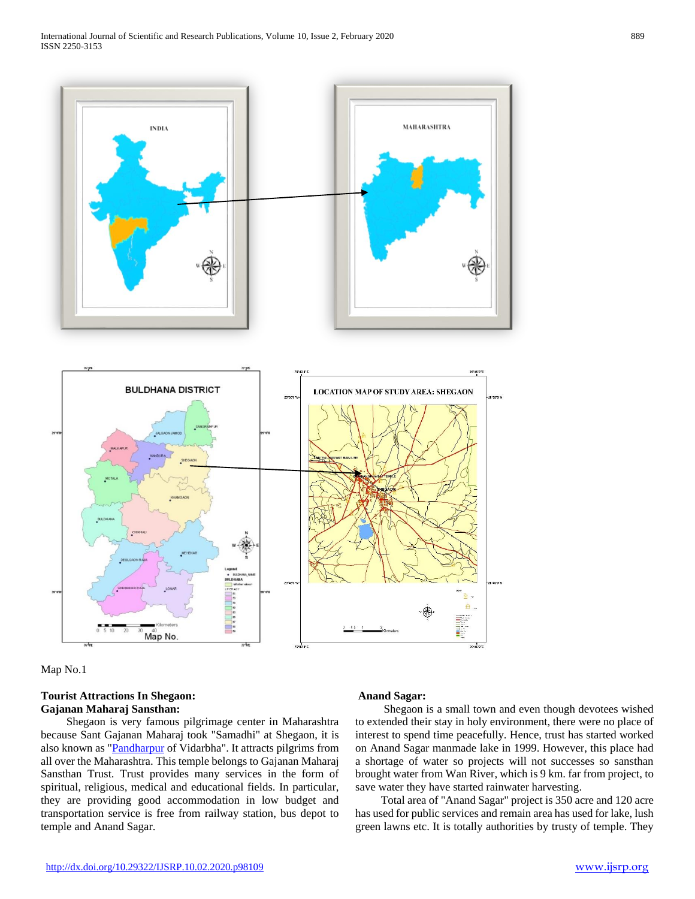INDIA

MAHARASHTRA

BULDHANA DISTRICT

LOCATION MAP OF STUDY AREA: SHEGAON

Map No.

Map No.1

**Tourist Attractions In Shegaon:**
**Gajanan Maharaj Sansthan:**

Shegaon is very famous pilgrimage center in Maharashtra because Sant Gajanan Maharaj took "Samadhi" at Shegaon, it is also known as "Pandharpur of Vidarbha". It attracts pilgrims from all over the Maharashtra. This temple belongs to Gajanan Maharaj Sansthan Trust. Trust provides many services in the form of spiritual, religious, medical and educational fields. In particular, they are providing good accommodation in low budget and transportation service is free from railway station, bus depot to temple and Anand Sagar.

**Anand Sagar:**

Shegaon is a small town and even though devotees wished to extended their stay in holy environment, there were no place of interest to spend time peacefully. Hence, trust has started worked on Anand Sagar manmade lake in 1999. However, this place had a shortage of water so projects will not successes so sansthan brought water from Wan River, which is 9 km. far from project, to save water they have started rainwater harvesting.

Total area of "Anand Sagar" project is 350 acre and 120 acre has used for public services and remain area has used for lake, lush green lawns etc. It is totally authorities by trusty of temple. They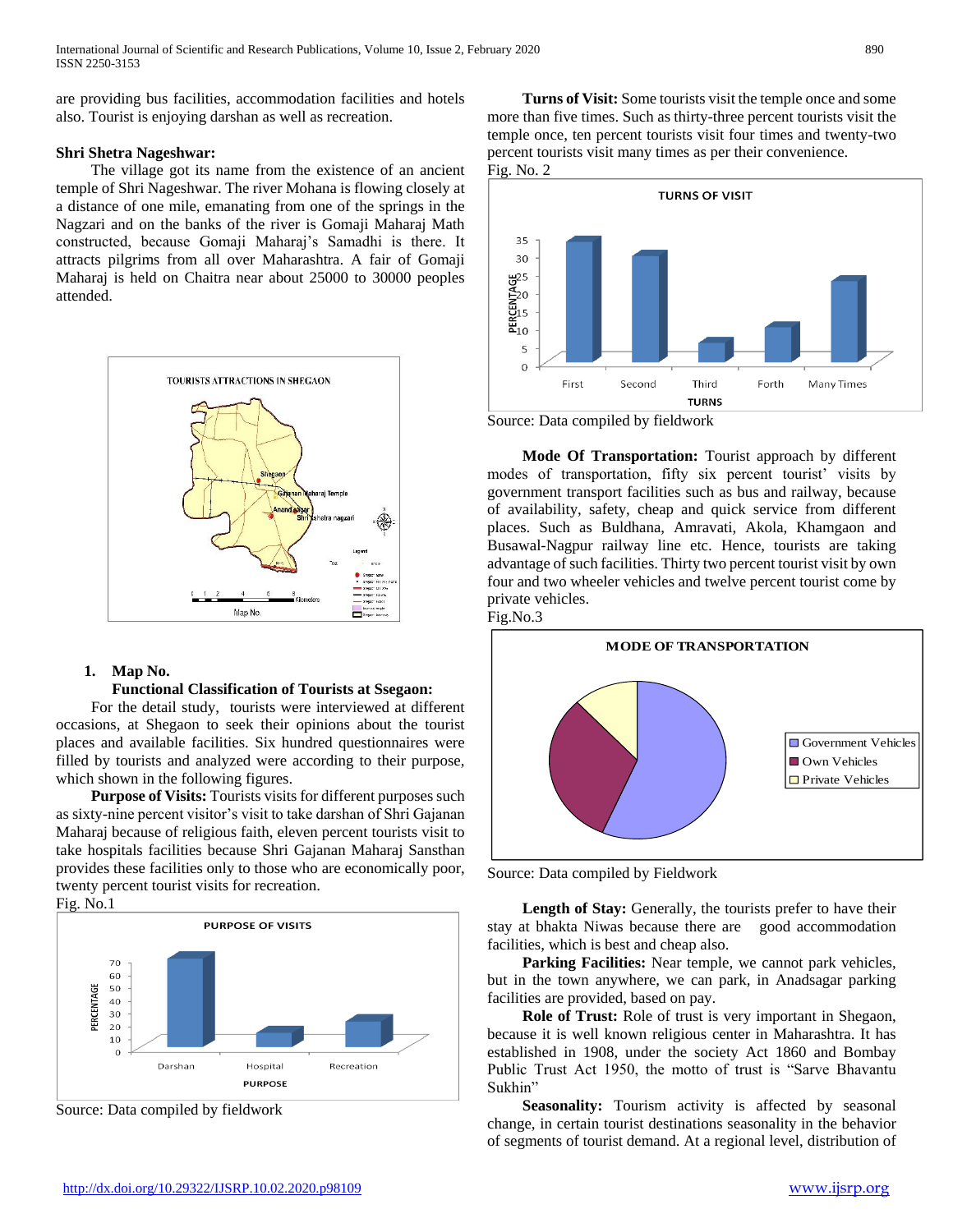are providing bus facilities, accommodation facilities and hotels also. Tourist is enjoying darshan as well as recreation.

**Shri Shetra Nageshwar:**

The village got its name from the existence of an ancient temple of Shri Nageshwar. The river Mohana is flowing closely at a distance of one mile, emanating from one of the springs in the Nagzari and on the banks of the river is Gomaji Maharaj Math constructed, because Gomaji Maharaj's Samadhi is there. It attracts pilgrims from all over Maharashtra. A fair of Gomaji Maharaj is held on Chaitra near about 25000 to 30000 peoples attended.

TOURISTS ATTRACTIONS IN SHEGAON

Shegaon

Gajanan Maharaj Temple

Anand sagar

Shri Kshetra nagzari

Legend

0 1 2 4 6 8 Kilometers

Map No.

1. **Map No.**

   **Functional Classification of Tourists at Ssegaon:**

For the detail study, tourists were interviewed at different occasions, at Shegaon to seek their opinions about the tourist places and available facilities. Six hundred questionnaires were filled by tourists and analyzed were according to their purpose, which shown in the following figures.

**Purpose of Visits:** Tourists visits for different purposes such as sixty-nine percent visitor's visit to take darshan of Shri Gajanan Maharaj because of religious faith, eleven percent visits to take hospitals facilities because Shri Gajanan Maharaj Sansthan provides these facilities only to those who are economically poor, twenty percent tourist visits for recreation.

Fig. No.1

PURPOSE OF VISITS

PERCENTAGE

70
60
50
40
30
20
10
0

Darshan
Hospital
Recreation

PURPOSE

Source: Data compiled by fieldwork

**Turns of Visit:** Some tourists visit the temple once and some more than five times. Such as thirty-three percent tourists visit the temple once, ten percent tourists visit four times and twenty-two percent tourists visit many times as per their convenience.

Fig. No. 2

TURNS OF VISIT

PERCENTAGE

35
30
25
20
15
10
5
0

First
Second
Third
Forth
Many Times

TURNS

Source: Data compiled by fieldwork

**Mode Of Transportation:** Tourist approach by different modes of transportation, fifty six percent tourist' visits by government transport facilities such as bus and railway, because of availability, safety, cheap and quick service from different places. Such as Buldhana, Amravati, Akola, Khamgaon and Busawal-Nagpur railway line etc. Hence, tourists are taking advantage of such facilities. Thirty two percent tourist visit by own four and two wheeler vehicles and twelve percent tourist come by private vehicles.

Fig.No.3

MODE OF TRANSPORTATION

Government Vehicles
Own Vehicles
Private Vehicles

Source: Data compiled by Fieldwork

**Length of Stay:** Generally, the tourists prefer to have their stay at bhakta Niwas because there are good accommodation facilities, which is best and cheap also.

**Parking Facilities:** Near temple, we cannot park vehicles, but in the town anywhere, we can park, in Anadsagar parking facilities are provided, based on pay.

**Role of Trust:** Role of trust is very important in Shegaon, because it is well known religious center in Maharashtra. It has established in 1908, under the society Act 1860 and Bombay Public Trust Act 1950, the motto of trust is "Sarve Bhavantu Sukhin"

**Seasonality:** Tourism activity is affected by seasonal change, in certain tourist destinations seasonality in the behavior of segments of tourist demand. At a regional level, distribution of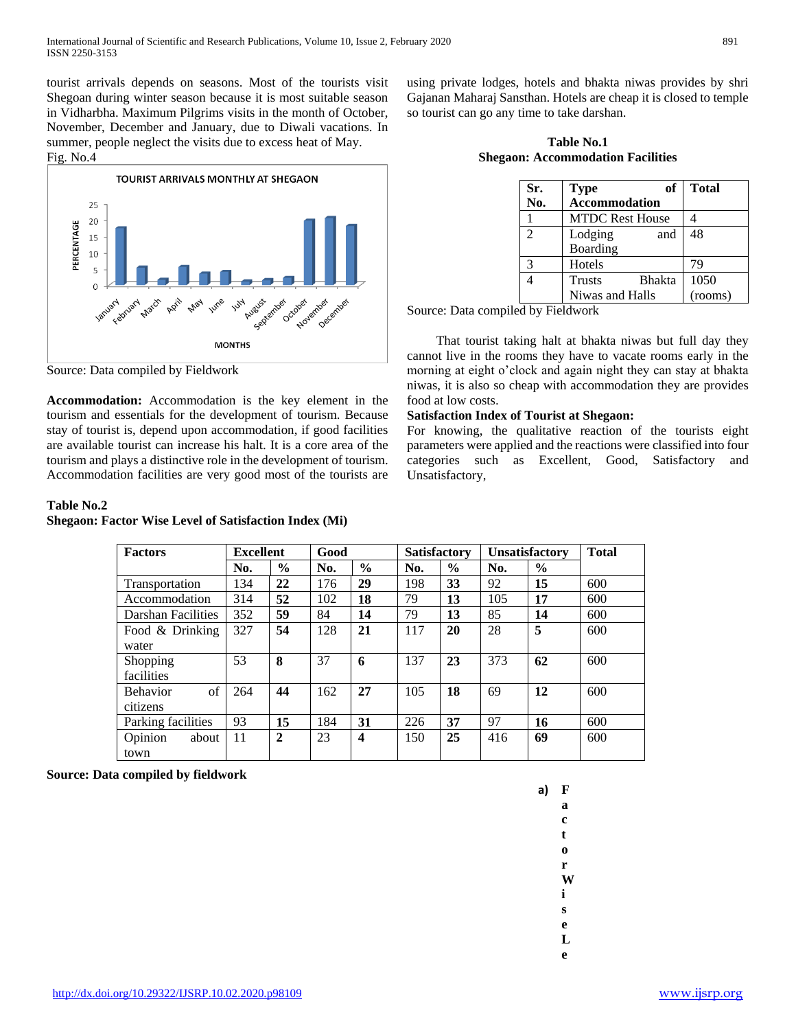tourist arrivals depends on seasons. Most of the tourists visit Shegoan during winter season because it is most suitable season in Vidharbha. Maximum Pilgrims visits in the month of October, November, December and January, due to Diwali vacations. In summer, people neglect the visits due to excess heat of May.

Fig. No.4

TOURIST ARRIVALS MONTHLY AT SHEGAON

PERCENTAGE

25
20
15
10
5
0

January February March April May June July August September October November December

MONTHS

Source: Data compiled by Fieldwork

**Accommodation:** Accommodation is the key element in the tourism and essentials for the development of tourism. Because stay of tourist is, depend upon accommodation, if good facilities are available tourist can increase his halt. It is a core area of the tourism and plays a distinctive role in the development of tourism. Accommodation facilities are very good most of the tourists are using private lodges, hotels and bhakta niwas provides by shri Gajanan Maharaj Sansthan. Hotels are cheap it is closed to temple so tourist can go any time to take darshan.

**Table No.1**
**Shegaon: Accommodation Facilities**

| Sr. No. | Type of Accommodation | Total |
|---|---|---|
| 1 | MTDC Rest House | 4 |
| 2 | Lodging and Boarding | 48 |
| 3 | Hotels | 79 |
| 4 | Trusts Bhakta Niwas and Halls | 1050 (rooms) |

Source: Data compiled by Fieldwork

That tourist taking halt at bhakta niwas but full day they cannot live in the rooms they have to vacate rooms early in the morning at eight o'clock and again night they can stay at bhakta niwas, it is also so cheap with accommodation they are provides food at low costs.

**Satisfaction Index of Tourist at Shegaon:**

For knowing, the qualitative reaction of the tourists eight parameters were applied and the reactions were classified into four categories such as Excellent, Good, Satisfactory and Unsatisfactory,

**Table No.2**
**Shegaon: Factor Wise Level of Satisfaction Index (Mi)**

| Factors | Excellent | | Good | | Satisfactory | | Unsatisfactory | | Total |
|---|---|---|---|---|---|---|---|---|---|
| | No. | % | No. | % | No. | % | No. | % | |
| Transportation | 134 | **22** | 176 | **29** | 198 | **33** | 92 | **15** | 600 |
| Accommodation | 314 | **52** | 102 | **18** | 79 | **13** | 105 | **17** | 600 |
| Darshan Facilities | 352 | **59** | 84 | **14** | 79 | **13** | 85 | **14** | 600 |
| Food & Drinking water | 327 | **54** | 128 | **21** | 117 | **20** | 28 | **5** | 600 |
| Shopping facilities | 53 | **8** | 37 | **6** | 137 | **23** | 373 | **62** | 600 |
| Behavior of citizens | 264 | **44** | 162 | **27** | 105 | **18** | 69 | **12** | 600 |
| Parking facilities | 93 | **15** | 184 | **31** | 226 | **37** | 97 | **16** | 600 |
| Opinion about town | 11 | **2** | 23 | **4** | 150 | **25** | 416 | **69** | 600 |

**Source: Data compiled by fieldwork**

a) **FactorWiseLe**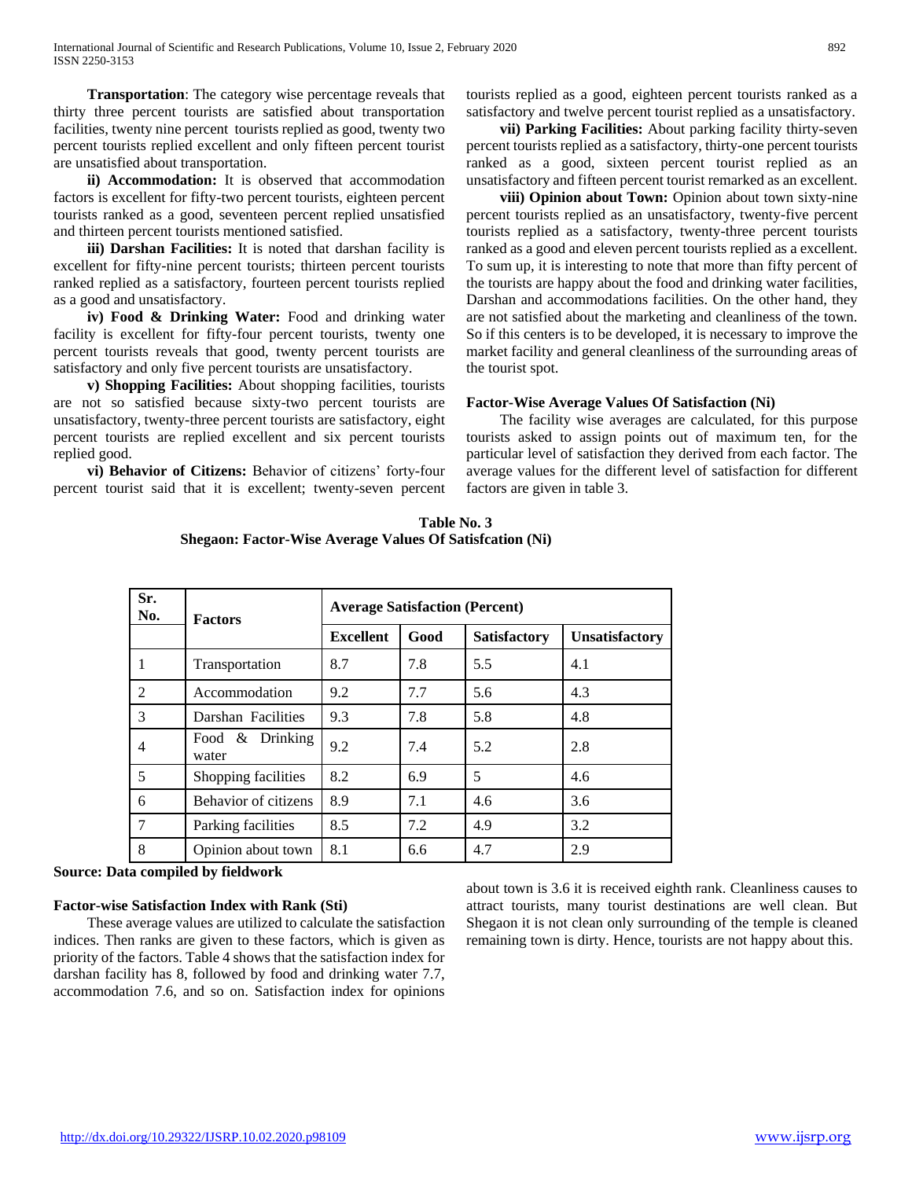**Transportation**: The category wise percentage reveals that thirty three percent tourists are satisfied about transportation facilities, twenty nine percent tourists replied as good, twenty two percent tourists replied excellent and only fifteen percent tourist are unsatisfied about transportation.

**ii) Accommodation:** It is observed that accommodation factors is excellent for fifty-two percent tourists, eighteen percent tourists ranked as a good, seventeen percent replied unsatisfied and thirteen percent tourists mentioned satisfied.

**iii) Darshan Facilities:** It is noted that darshan facility is excellent for fifty-nine percent tourists; thirteen percent tourists ranked replied as a satisfactory, fourteen percent tourists replied as a good and unsatisfactory.

**iv) Food & Drinking Water:** Food and drinking water facility is excellent for fifty-four percent tourists, twenty one percent tourists reveals that good, twenty percent tourists are satisfactory and only five percent tourists are unsatisfactory.

**v) Shopping Facilities:** About shopping facilities, tourists are not so satisfied because sixty-two percent tourists are unsatisfactory, twenty-three percent tourists are satisfactory, eight percent tourists are replied excellent and six percent tourists replied good.

**vi) Behavior of Citizens:** Behavior of citizens' forty-four percent tourist said that it is excellent; twenty-seven percent tourists replied as a good, eighteen percent tourists ranked as a satisfactory and twelve percent tourist replied as a unsatisfactory.

**vii) Parking Facilities:** About parking facility thirty-seven percent tourists replied as a satisfactory, thirty-one percent tourists ranked as a good, sixteen percent tourist replied as an unsatisfactory and fifteen percent tourist remarked as an excellent.

**viii) Opinion about Town:** Opinion about town sixty-nine percent tourists replied as an unsatisfactory, twenty-five percent tourists replied as a satisfactory, twenty-three percent tourists ranked as a good and eleven percent tourists replied as a excellent. To sum up, it is interesting to note that more than fifty percent of the tourists are happy about the food and drinking water facilities, Darshan and accommodations facilities. On the other hand, they are not satisfied about the marketing and cleanliness of the town. So if this centers is to be developed, it is necessary to improve the market facility and general cleanliness of the surrounding areas of the tourist spot.

**Factor-Wise Average Values Of Satisfaction (Ni)**

The facility wise averages are calculated, for this purpose tourists asked to assign points out of maximum ten, for the particular level of satisfaction they derived from each factor. The average values for the different level of satisfaction for different factors are given in table 3.

**Table No. 3**
**Shegaon: Factor-Wise Average Values Of Satisfcation (Ni)**

| Sr. No. | Factors | Average Satisfaction (Percent) | | | |
|---|---|---|---|---|---|
| | | Excellent | Good | Satisfactory | Unsatisfactory |
| 1 | Transportation | 8.7 | 7.8 | 5.5 | 4.1 |
| 2 | Accommodation | 9.2 | 7.7 | 5.6 | 4.3 |
| 3 | Darshan Facilities | 9.3 | 7.8 | 5.8 | 4.8 |
| 4 | Food & Drinking water | 9.2 | 7.4 | 5.2 | 2.8 |
| 5 | Shopping facilities | 8.2 | 6.9 | 5 | 4.6 |
| 6 | Behavior of citizens | 8.9 | 7.1 | 4.6 | 3.6 |
| 7 | Parking facilities | 8.5 | 7.2 | 4.9 | 3.2 |
| 8 | Opinion about town | 8.1 | 6.6 | 4.7 | 2.9 |

**Source: Data compiled by fieldwork**

**Factor-wise Satisfaction Index with Rank (Sti)**

These average values are utilized to calculate the satisfaction indices. Then ranks are given to these factors, which is given as priority of the factors. Table 4 shows that the satisfaction index for darshan facility has 8, followed by food and drinking water 7.7, accommodation 7.6, and so on. Satisfaction index for opinions about town is 3.6 it is received eighth rank. Cleanliness causes to attract tourists, many tourist destinations are well clean. But Shegaon it is not clean only surrounding of the temple is cleaned remaining town is dirty. Hence, tourists are not happy about this.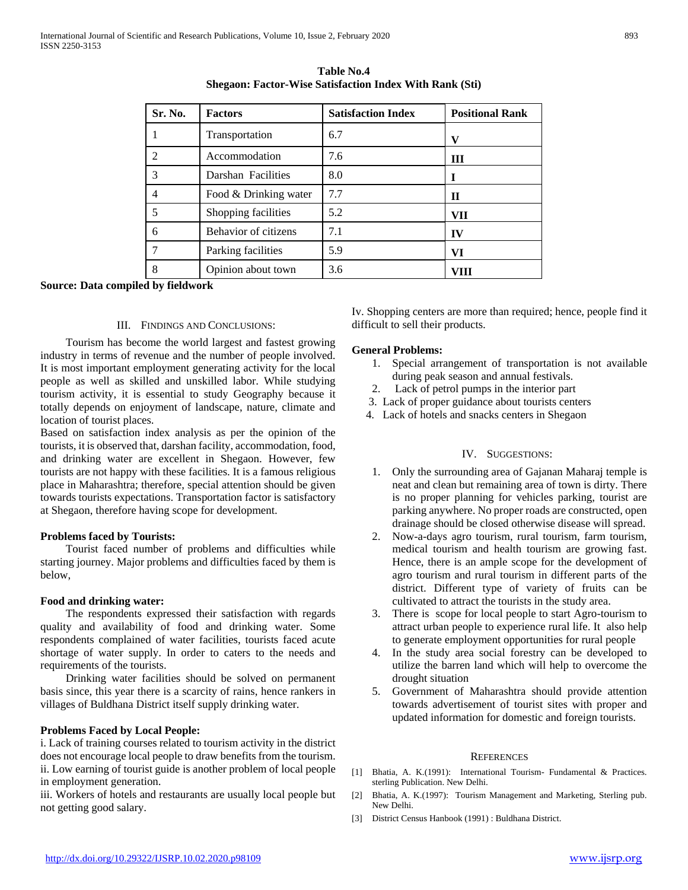**Table No.4**
**Shegaon: Factor-Wise Satisfaction Index With Rank (Sti)**

| Sr. No. | Factors | Satisfaction Index | Positional Rank |
|---|---|---|---|
| 1 | Transportation | 6.7 | **V** |
| 2 | Accommodation | 7.6 | **III** |
| 3 | Darshan Facilities | 8.0 | **I** |
| 4 | Food & Drinking water | 7.7 | **II** |
| 5 | Shopping facilities | 5.2 | **VII** |
| 6 | Behavior of citizens | 7.1 | **IV** |
| 7 | Parking facilities | 5.9 | **VI** |
| 8 | Opinion about town | 3.6 | **VIII** |

**Source: Data compiled by fieldwork**

## III. Findings and Conclusions:

Tourism has become the world largest and fastest growing industry in terms of revenue and the number of people involved. It is most important employment generating activity for the local people as well as skilled and unskilled labor. While studying tourism activity, it is essential to study Geography because it totally depends on enjoyment of landscape, nature, climate and location of tourist places.

Based on satisfaction index analysis as per the opinion of the tourists, it is observed that, darshan facility, accommodation, food, and drinking water are excellent in Shegaon. However, few tourists are not happy with these facilities. It is a famous religious place in Maharashtra; therefore, special attention should be given towards tourists expectations. Transportation factor is satisfactory at Shegaon, therefore having scope for development.

**Problems faced by Tourists:**

Tourist faced number of problems and difficulties while starting journey. Major problems and difficulties faced by them is below,

**Food and drinking water:**

The respondents expressed their satisfaction with regards quality and availability of food and drinking water. Some respondents complained of water facilities, tourists faced acute shortage of water supply. In order to caters to the needs and requirements of the tourists.

Drinking water facilities should be solved on permanent basis since, this year there is a scarcity of rains, hence rankers in villages of Buldhana District itself supply drinking water.

**Problems Faced by Local People:**

i. Lack of training courses related to tourism activity in the district does not encourage local people to draw benefits from the tourism.
ii. Low earning of tourist guide is another problem of local people in employment generation.
iii. Workers of hotels and restaurants are usually local people but not getting good salary.
Iv. Shopping centers are more than required; hence, people find it difficult to sell their products.

**General Problems:**

1. Special arrangement of transportation is not available during peak season and annual festivals.
2. Lack of petrol pumps in the interior part
3. Lack of proper guidance about tourists centers
4. Lack of hotels and snacks centers in Shegaon

## IV. Suggestions:

1. Only the surrounding area of Gajanan Maharaj temple is neat and clean but remaining area of town is dirty. There is no proper planning for vehicles parking, tourist are parking anywhere. No proper roads are constructed, open drainage should be closed otherwise disease will spread.
2. Now-a-days agro tourism, rural tourism, farm tourism, medical tourism and health tourism are growing fast. Hence, there is an ample scope for the development of agro tourism and rural tourism in different parts of the district. Different type of variety of fruits can be cultivated to attract the tourists in the study area.
3. There is scope for local people to start Agro-tourism to attract urban people to experience rural life. It also help to generate employment opportunities for rural people
4. In the study area social forestry can be developed to utilize the barren land which will help to overcome the drought situation
5. Government of Maharashtra should provide attention towards advertisement of tourist sites with proper and updated information for domestic and foreign tourists.

## References

[1] Bhatia, A. K.(1991): International Tourism- Fundamental & Practices. sterling Publication. New Delhi.

[2] Bhatia, A. K.(1997): Tourism Management and Marketing, Sterling pub. New Delhi.

[3] District Census Hanbook (1991) : Buldhana District.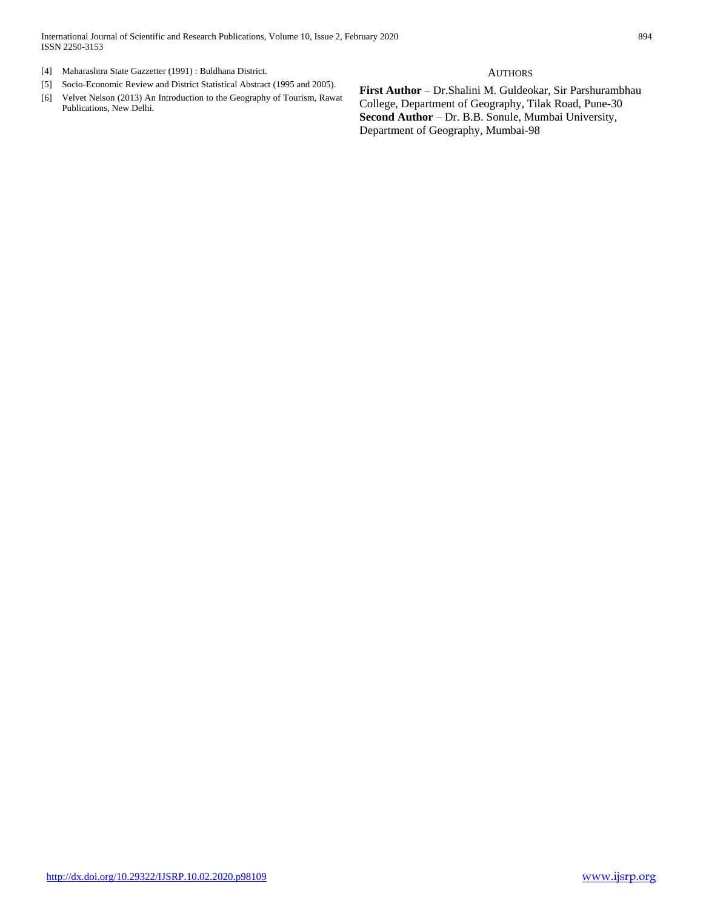[4] Maharashtra State Gazzetter (1991) : Buldhana District.

[5] Socio-Economic Review and District Statistical Abstract (1995 and 2005).

[6] Velvet Nelson (2013) An Introduction to the Geography of Tourism, Rawat Publications, New Delhi.

## Authors

**First Author** – Dr.Shalini M. Guldeokar, Sir Parshurambhau College, Department of Geography, Tilak Road, Pune-30

**Second Author** – Dr. B.B. Sonule, Mumbai University, Department of Geography, Mumbai-98